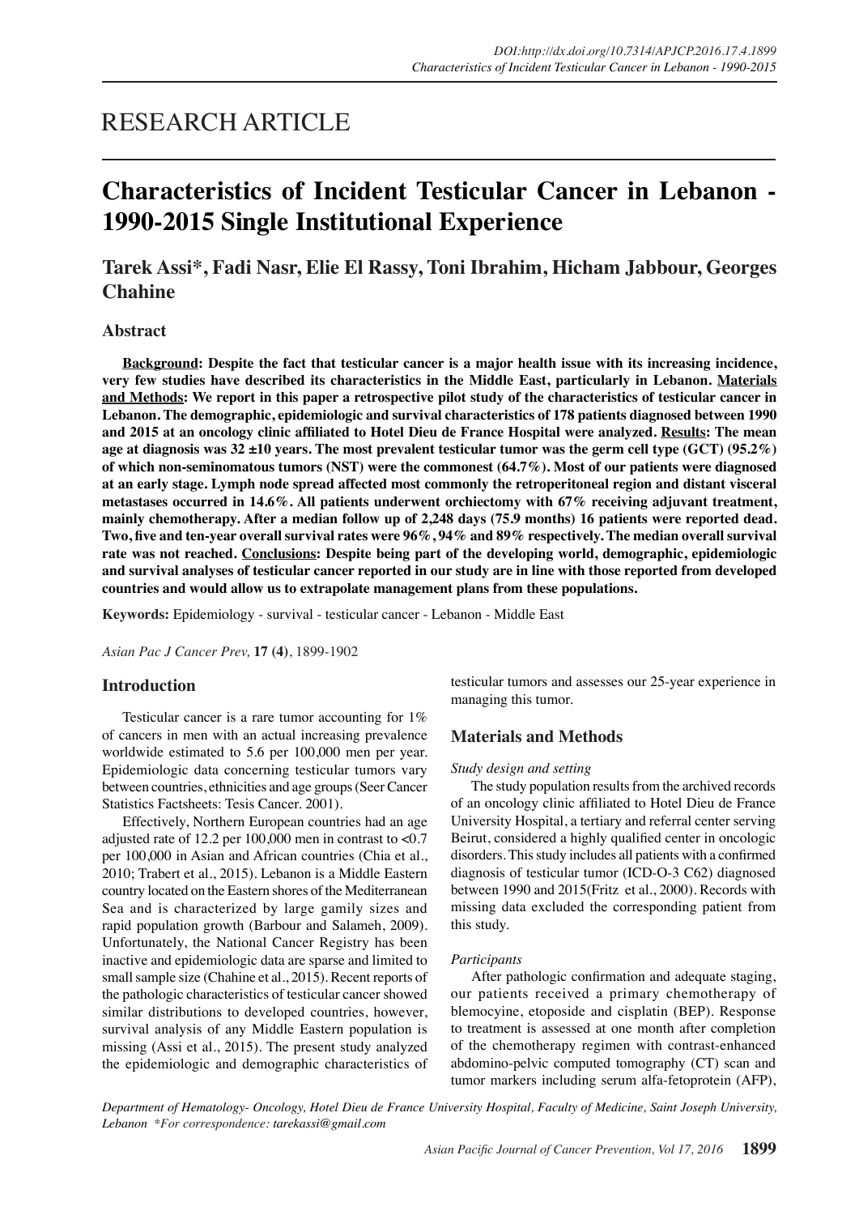RESEARCH ARTICLE

# Characteristics of Incident Testicular Cancer in Lebanon - 1990-2015 Single Institutional Experience

**Tarek Assi*, Fadi Nasr, Elie El Rassy, Toni Ibrahim, Hicham Jabbour, Georges Chahine**

## Abstract

**Background: Despite the fact that testicular cancer is a major health issue with its increasing incidence, very few studies have described its characteristics in the Middle East, particularly in Lebanon. Materials and Methods: We report in this paper a retrospective pilot study of the characteristics of testicular cancer in Lebanon. The demographic, epidemiologic and survival characteristics of 178 patients diagnosed between 1990 and 2015 at an oncology clinic affiliated to Hotel Dieu de France Hospital were analyzed. Results: The mean age at diagnosis was 32 ±10 years. The most prevalent testicular tumor was the germ cell type (GCT) (95.2%) of which non-seminomatous tumors (NST) were the commonest (64.7%). Most of our patients were diagnosed at an early stage. Lymph node spread affected most commonly the retroperitoneal region and distant visceral metastases occurred in 14.6%. All patients underwent orchiectomy with 67% receiving adjuvant treatment, mainly chemotherapy. After a median follow up of 2,248 days (75.9 months) 16 patients were reported dead. Two, five and ten-year overall survival rates were 96%, 94% and 89% respectively. The median overall survival rate was not reached. Conclusions: Despite being part of the developing world, demographic, epidemiologic and survival analyses of testicular cancer reported in our study are in line with those reported from developed countries and would allow us to extrapolate management plans from these populations.**

**Keywords:** Epidemiology - survival - testicular cancer - Lebanon - Middle East

*Asian Pac J Cancer Prev,* **17 (4)**, 1899-1902

## Introduction

Testicular cancer is a rare tumor accounting for 1% of cancers in men with an actual increasing prevalence worldwide estimated to 5.6 per 100,000 men per year. Epidemiologic data concerning testicular tumors vary between countries, ethnicities and age groups (Seer Cancer Statistics Factsheets: Tesis Cancer. 2001).

Effectively, Northern European countries had an age adjusted rate of 12.2 per 100,000 men in contrast to <0.7 per 100,000 in Asian and African countries (Chia et al., 2010; Trabert et al., 2015). Lebanon is a Middle Eastern country located on the Eastern shores of the Mediterranean Sea and is characterized by large gamily sizes and rapid population growth (Barbour and Salameh, 2009). Unfortunately, the National Cancer Registry has been inactive and epidemiologic data are sparse and limited to small sample size (Chahine et al., 2015). Recent reports of the pathologic characteristics of testicular cancer showed similar distributions to developed countries, however, survival analysis of any Middle Eastern population is missing (Assi et al., 2015). The present study analyzed the epidemiologic and demographic characteristics of testicular tumors and assesses our 25-year experience in managing this tumor.

## Materials and Methods

### *Study design and setting*

The study population results from the archived records of an oncology clinic affiliated to Hotel Dieu de France University Hospital, a tertiary and referral center serving Beirut, considered a highly qualified center in oncologic disorders. This study includes all patients with a confirmed diagnosis of testicular tumor (ICD-O-3 C62) diagnosed between 1990 and 2015(Fritz et al., 2000). Records with missing data excluded the corresponding patient from this study.

### *Participants*

After pathologic confirmation and adequate staging, our patients received a primary chemotherapy of blemocyine, etoposide and cisplatin (BEP). Response to treatment is assessed at one month after completion of the chemotherapy regimen with contrast-enhanced abdomino-pelvic computed tomography (CT) scan and tumor markers including serum alfa-fetoprotein (AFP),

*Department of Hematology- Oncology, Hotel Dieu de France University Hospital, Faculty of Medicine, Saint Joseph University, Lebanon \*For correspondence: tarekassi@gmail.com*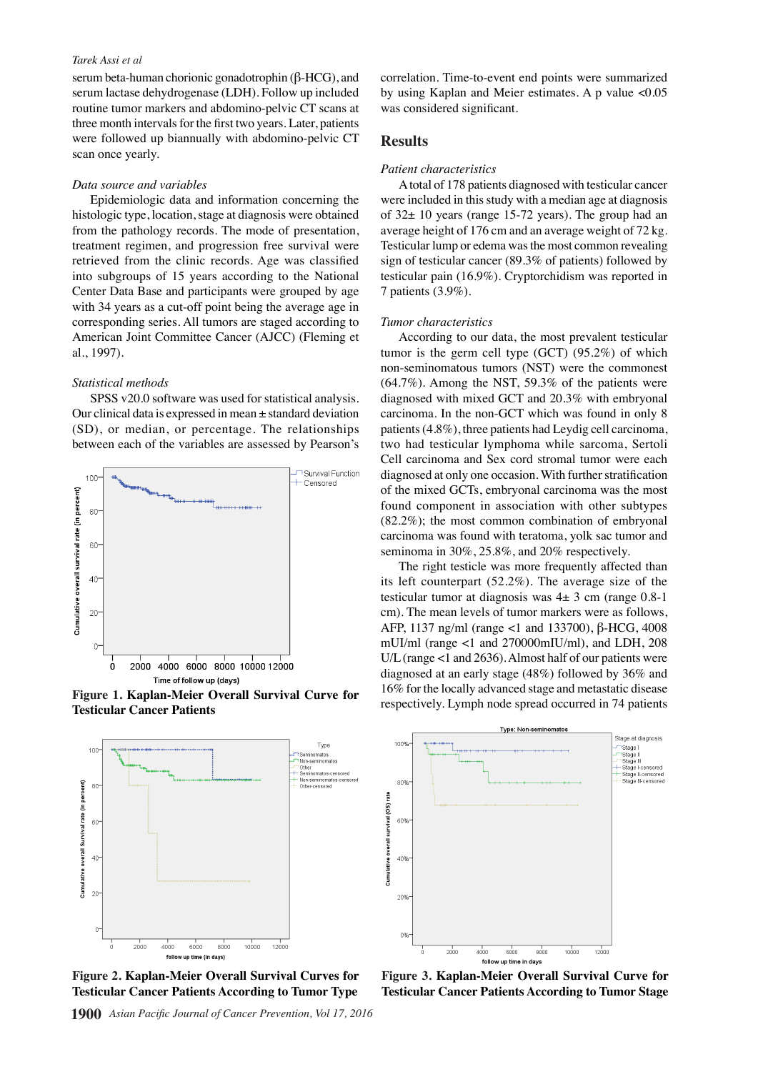serum beta-human chorionic gonadotrophin (β-HCG), and serum lactase dehydrogenase (LDH). Follow up included routine tumor markers and abdomino-pelvic CT scans at three month intervals for the first two years. Later, patients were followed up biannually with abdomino-pelvic CT scan once yearly.

*Data source and variables*

Epidemiologic data and information concerning the histologic type, location, stage at diagnosis were obtained from the pathology records. The mode of presentation, treatment regimen, and progression free survival were retrieved from the clinic records. Age was classified into subgroups of 15 years according to the National Center Data Base and participants were grouped by age with 34 years as a cut-off point being the average age in corresponding series. All tumors are staged according to American Joint Committee Cancer (AJCC) (Fleming et al., 1997).

*Statistical methods*

SPSS v20.0 software was used for statistical analysis. Our clinical data is expressed in mean ± standard deviation (SD), or median, or percentage. The relationships between each of the variables are assessed by Pearson's correlation. Time-to-event end points were summarized by using Kaplan and Meier estimates. A p value <0.05 was considered significant.

**Figure 1. Kaplan-Meier Overall Survival Curve for Testicular Cancer Patients**

## Results

*Patient characteristics*

A total of 178 patients diagnosed with testicular cancer were included in this study with a median age at diagnosis of 32± 10 years (range 15-72 years). The group had an average height of 176 cm and an average weight of 72 kg. Testicular lump or edema was the most common revealing sign of testicular cancer (89.3% of patients) followed by testicular pain (16.9%). Cryptorchidism was reported in 7 patients (3.9%).

*Tumor characteristics*

According to our data, the most prevalent testicular tumor is the germ cell type (GCT) (95.2%) of which non-seminomatous tumors (NST) were the commonest (64.7%). Among the NST, 59.3% of the patients were diagnosed with mixed GCT and 20.3% with embryonal carcinoma. In the non-GCT which was found in only 8 patients (4.8%), three patients had Leydig cell carcinoma, two had testicular lymphoma while sarcoma, Sertoli Cell carcinoma and Sex cord stromal tumor were each diagnosed at only one occasion. With further stratification of the mixed GCTs, embryonal carcinoma was the most found component in association with other subtypes (82.2%); the most common combination of embryonal carcinoma was found with teratoma, yolk sac tumor and seminoma in 30%, 25.8%, and 20% respectively.

The right testicle was more frequently affected than its left counterpart (52.2%). The average size of the testicular tumor at diagnosis was 4± 3 cm (range 0.8-1 cm). The mean levels of tumor markers were as follows, AFP, 1137 ng/ml (range <1 and 133700), β-HCG, 4008 mUI/ml (range <1 and 270000mIU/ml), and LDH, 208 U/L (range <1 and 2636). Almost half of our patients were diagnosed at an early stage (48%) followed by 36% and 16% for the locally advanced stage and metastatic disease respectively. Lymph node spread occurred in 74 patients

**Figure 2. Kaplan-Meier Overall Survival Curves for Testicular Cancer Patients According to Tumor Type**

**Figure 3. Kaplan-Meier Overall Survival Curve for Testicular Cancer Patients According to Tumor Stage**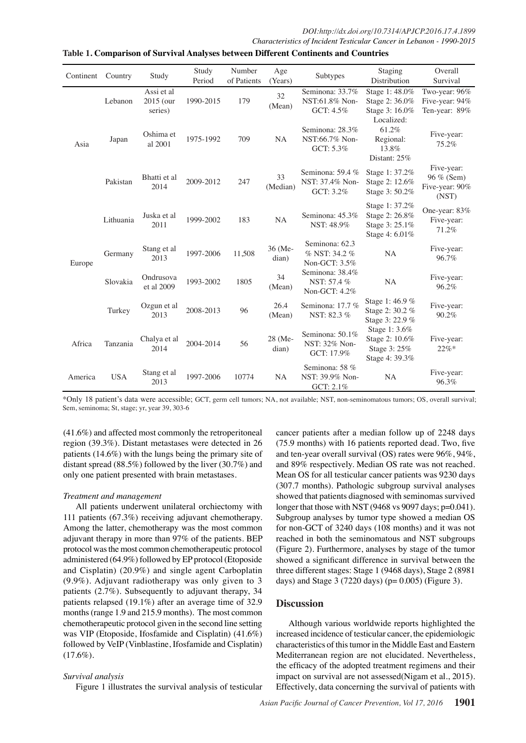**Table 1. Comparison of Survival Analyses between Different Continents and Countries**

| Continent | Country | Study | Study Period | Number of Patients | Age (Years) | Subtypes | Staging Distribution | Overall Survival |
|---|---|---|---|---|---|---|---|---|
| Asia | Lebanon | Assi et al 2015 (our series) | 1990-2015 | 179 | 32 (Mean) | Seminona: 33.7% NST:61.8% Non-GCT: 4.5% | Stage 1: 48.0% Stage 2: 36.0% Stage 3: 16.0% | Two-year: 96% Five-year: 94% Ten-year: 89% |
| | Japan | Oshima et al 2001 | 1975-1992 | 709 | NA | Seminona: 28.3% NST:66.7% Non-GCT: 5.3% | Localized: 61.2% Regional: 13.8% Distant: 25% | Five-year: 75.2% |
| | Pakistan | Bhatti et al 2014 | 2009-2012 | 247 | 33 (Median) | Seminona: 59.4 % NST: 37.4% Non-GCT: 3.2% | Stage 1: 37.2% Stage 2: 12.6% Stage 3: 50.2% | Five-year: 96 % (Sem) Five-year: 90% (NST) |
| Europe | Lithuania | Juska et al 2011 | 1999-2002 | 183 | NA | Seminona: 45.3% NST: 48.9% | Stage 1: 37.2% Stage 2: 26.8% Stage 3: 25.1% Stage 4: 6.01% | One-year: 83% Five-year: 71.2% |
| | Germany | Stang et al 2013 | 1997-2006 | 11,508 | 36 (Median) | Seminona: 62.3 % NST: 34.2 % Non-GCT: 3.5% | NA | Five-year: 96.7% |
| | Slovakia | Ondrusova et al 2009 | 1993-2002 | 1805 | 34 (Mean) | Seminona: 38.4% NST: 57.4 % Non-GCT: 4.2% | NA | Five-year: 96.2% |
| | Turkey | Ozgun et al 2013 | 2008-2013 | 96 | 26.4 (Mean) | Seminona: 17.7 % NST: 82.3 % | Stage 1: 46.9 % Stage 2: 30.2 % Stage 3: 22.9 % | Five-year: 90.2% |
| Africa | Tanzania | Chalya et al 2014 | 2004-2014 | 56 | 28 (Median) | Seminona: 50.1% NST: 32% Non-GCT: 17.9% | Stage 1: 3.6% Stage 2: 10.6% Stage 3: 25% Stage 4: 39.3% | Five-year: 22%* |
| America | USA | Stang et al 2013 | 1997-2006 | 10774 | NA | Seminona: 58 % NST: 39.9% Non-GCT: 2.1% | NA | Five-year: 96.3% |

*Only 18 patient's data were accessible; GCT, germ cell tumors; NA, not available; NST, non-seminomatous tumors; OS, overall survival; Sem, seminoma; St, stage; yr, year 39, 303-6

(41.6%) and affected most commonly the retroperitoneal region (39.3%). Distant metastases were detected in 26 patients (14.6%) with the lungs being the primary site of distant spread (88.5%) followed by the liver (30.7%) and only one patient presented with brain metastases.

### *Treatment and management*

All patients underwent unilateral orchiectomy with 111 patients (67.3%) receiving adjuvant chemotherapy. Among the latter, chemotherapy was the most common adjuvant therapy in more than 97% of the patients. BEP protocol was the most common chemotherapeutic protocol administered (64.9%) followed by EP protocol (Etoposide and Cisplatin) (20.9%) and single agent Carboplatin (9.9%). Adjuvant radiotherapy was only given to 3 patients (2.7%). Subsequently to adjuvant therapy, 34 patients relapsed (19.1%) after an average time of 32.9 months (range 1.9 and 215.9 months). The most common chemotherapeutic protocol given in the second line setting was VIP (Etoposide, Ifosfamide and Cisplatin) (41.6%) followed by VeIP (Vinblastine, Ifosfamide and Cisplatin) (17.6%).

### *Survival analysis*

Figure 1 illustrates the survival analysis of testicular cancer patients after a median follow up of 2248 days (75.9 months) with 16 patients reported dead. Two, five and ten-year overall survival (OS) rates were 96%, 94%, and 89% respectively. Median OS rate was not reached. Mean OS for all testicular cancer patients was 9230 days (307.7 months). Pathologic subgroup survival analyses showed that patients diagnosed with seminomas survived longer that those with NST (9468 vs 9097 days; p=0.041). Subgroup analyses by tumor type showed a median OS for non-GCT of 3240 days (108 months) and it was not reached in both the seminomatous and NST subgroups (Figure 2). Furthermore, analyses by stage of the tumor showed a significant difference in survival between the three different stages: Stage 1 (9468 days), Stage 2 (8981 days) and Stage 3 (7220 days) (p= 0.005) (Figure 3).

## Discussion

Although various worldwide reports highlighted the increased incidence of testicular cancer, the epidemiologic characteristics of this tumor in the Middle East and Eastern Mediterranean region are not elucidated. Nevertheless, the efficacy of the adopted treatment regimens and their impact on survival are not assessed(Nigam et al., 2015). Effectively, data concerning the survival of patients with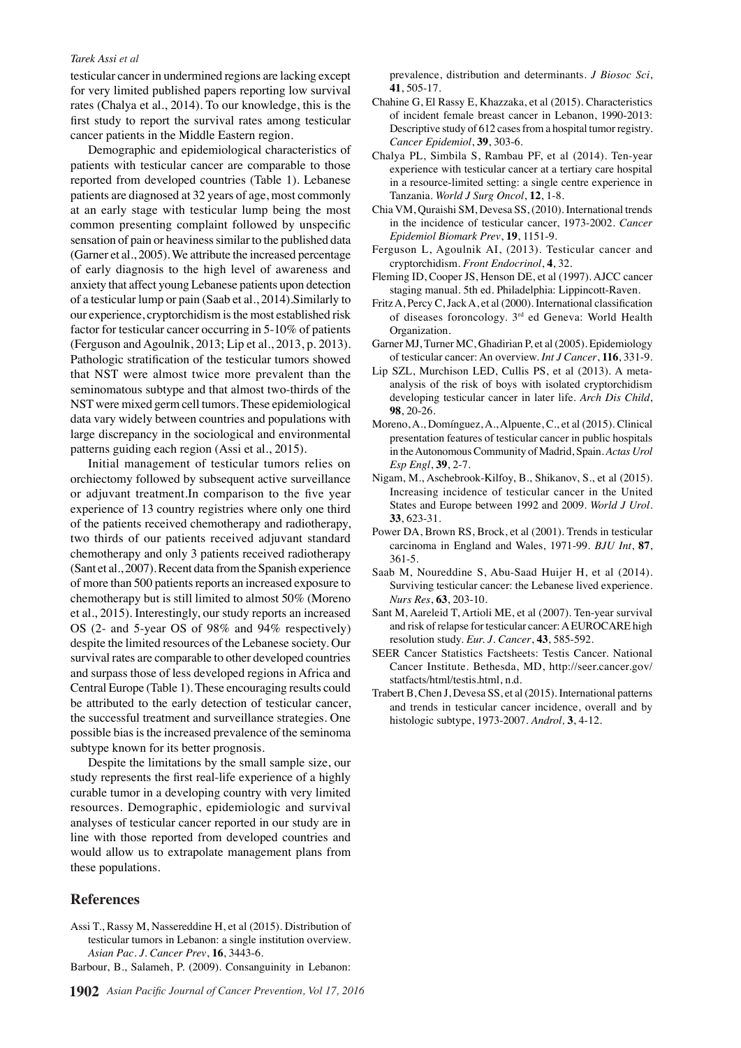testicular cancer in undermined regions are lacking except for very limited published papers reporting low survival rates (Chalya et al., 2014). To our knowledge, this is the first study to report the survival rates among testicular cancer patients in the Middle Eastern region.

Demographic and epidemiological characteristics of patients with testicular cancer are comparable to those reported from developed countries (Table 1). Lebanese patients are diagnosed at 32 years of age, most commonly at an early stage with testicular lump being the most common presenting complaint followed by unspecific sensation of pain or heaviness similar to the published data (Garner et al., 2005). We attribute the increased percentage of early diagnosis to the high level of awareness and anxiety that affect young Lebanese patients upon detection of a testicular lump or pain (Saab et al., 2014).Similarly to our experience, cryptorchidism is the most established risk factor for testicular cancer occurring in 5-10% of patients (Ferguson and Agoulnik, 2013; Lip et al., 2013, p. 2013). Pathologic stratification of the testicular tumors showed that NST were almost twice more prevalent than the seminomatous subtype and that almost two-thirds of the NST were mixed germ cell tumors. These epidemiological data vary widely between countries and populations with large discrepancy in the sociological and environmental patterns guiding each region (Assi et al., 2015).

Initial management of testicular tumors relies on orchiectomy followed by subsequent active surveillance or adjuvant treatment.In comparison to the five year experience of 13 country registries where only one third of the patients received chemotherapy and radiotherapy, two thirds of our patients received adjuvant standard chemotherapy and only 3 patients received radiotherapy (Sant et al., 2007). Recent data from the Spanish experience of more than 500 patients reports an increased exposure to chemotherapy but is still limited to almost 50% (Moreno et al., 2015). Interestingly, our study reports an increased OS (2- and 5-year OS of 98% and 94% respectively) despite the limited resources of the Lebanese society. Our survival rates are comparable to other developed countries and surpass those of less developed regions in Africa and Central Europe (Table 1). These encouraging results could be attributed to the early detection of testicular cancer, the successful treatment and surveillance strategies. One possible bias is the increased prevalence of the seminoma subtype known for its better prognosis.

Despite the limitations by the small sample size, our study represents the first real-life experience of a highly curable tumor in a developing country with very limited resources. Demographic, epidemiologic and survival analyses of testicular cancer reported in our study are in line with those reported from developed countries and would allow us to extrapolate management plans from these populations.

## References

Assi T., Rassy M, Nassereddine H, et al (2015). Distribution of testicular tumors in Lebanon: a single institution overview. *Asian Pac. J. Cancer Prev*, **16**, 3443-6.

Barbour, B., Salameh, P. (2009). Consanguinity in Lebanon: prevalence, distribution and determinants. *J Biosoc Sci*, **41**, 505-17.

Chahine G, El Rassy E, Khazzaka, et al (2015). Characteristics of incident female breast cancer in Lebanon, 1990-2013: Descriptive study of 612 cases from a hospital tumor registry. *Cancer Epidemiol*, **39**, 303-6.

Chalya PL, Simbila S, Rambau PF, et al (2014). Ten-year experience with testicular cancer at a tertiary care hospital in a resource-limited setting: a single centre experience in Tanzania. *World J Surg Oncol*, **12**, 1-8.

Chia VM, Quraishi SM, Devesa SS, (2010). International trends in the incidence of testicular cancer, 1973-2002. *Cancer Epidemiol Biomark Prev*, **19**, 1151-9.

Ferguson L, Agoulnik AI, (2013). Testicular cancer and cryptorchidism. *Front Endocrinol*, **4**, 32.

Fleming ID, Cooper JS, Henson DE, et al (1997). AJCC cancer staging manual. 5th ed. Philadelphia: Lippincott-Raven.

Fritz A, Percy C, Jack A, et al (2000). International classification of diseases foroncology. 3rd ed Geneva: World Health Organization.

Garner MJ, Turner MC, Ghadirian P, et al (2005). Epidemiology of testicular cancer: An overview. *Int J Cancer*, **116**, 331-9.

Lip SZL, Murchison LED, Cullis PS, et al (2013). A meta-analysis of the risk of boys with isolated cryptorchidism developing testicular cancer in later life. *Arch Dis Child*, **98**, 20-26.

Moreno, A., Domínguez, A., Alpuente, C., et al (2015). Clinical presentation features of testicular cancer in public hospitals in the Autonomous Community of Madrid, Spain. *Actas Urol Esp Engl*, **39**, 2-7.

Nigam, M., Aschebrook-Kilfoy, B., Shikanov, S., et al (2015). Increasing incidence of testicular cancer in the United States and Europe between 1992 and 2009. *World J Urol*. **33**, 623-31.

Power DA, Brown RS, Brock, et al (2001). Trends in testicular carcinoma in England and Wales, 1971-99. *BJU Int*, **87**, 361-5.

Saab M, Noureddine S, Abu-Saad Huijer H, et al (2014). Surviving testicular cancer: the Lebanese lived experience. *Nurs Res*, **63**, 203-10.

Sant M, Aareleid T, Artioli ME, et al (2007). Ten-year survival and risk of relapse for testicular cancer: A EUROCARE high resolution study. *Eur. J. Cancer*, **43**, 585-592.

SEER Cancer Statistics Factsheets: Testis Cancer. National Cancer Institute. Bethesda, MD, http://seer.cancer.gov/statfacts/html/testis.html, n.d.

Trabert B, Chen J, Devesa SS, et al (2015). International patterns and trends in testicular cancer incidence, overall and by histologic subtype, 1973-2007. *Androl,* **3**, 4-12.